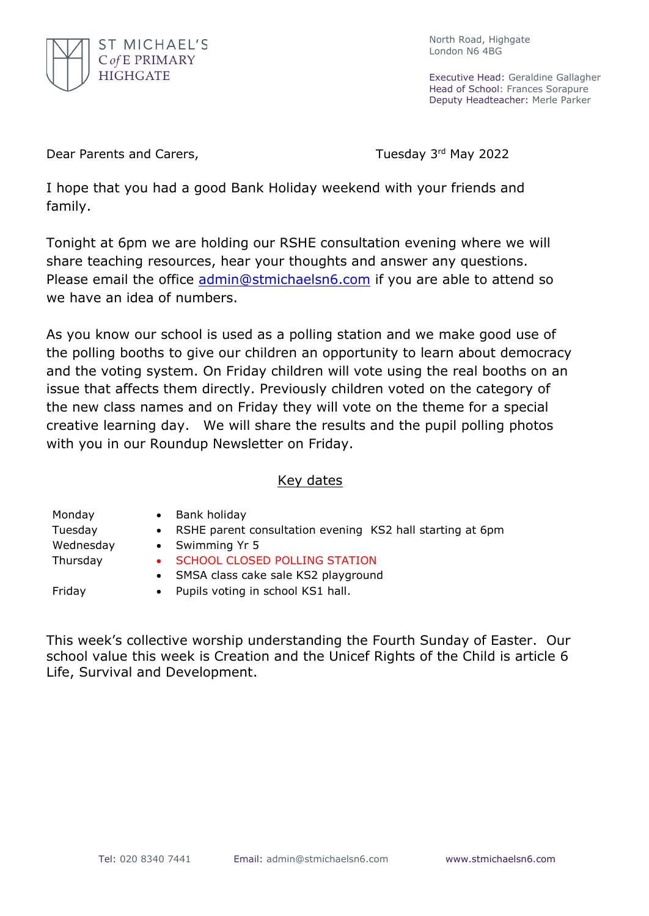ST MICHAEL'S
C of E PRIMARY
HIGHGATE

North Road, Highgate
London N6 4BG

Executive Head: Geraldine Gallagher
Head of School: Frances Sorapure
Deputy Headteacher: Merle Parker

Dear Parents and Carers,

Tuesday 3rd May 2022

I hope that you had a good Bank Holiday weekend with your friends and family.

Tonight at 6pm we are holding our RSHE consultation evening where we will share teaching resources, hear your thoughts and answer any questions. Please email the office admin@stmichaelsn6.com if you are able to attend so we have an idea of numbers.

As you know our school is used as a polling station and we make good use of the polling booths to give our children an opportunity to learn about democracy and the voting system. On Friday children will vote using the real booths on an issue that affects them directly. Previously children voted on the category of the new class names and on Friday they will vote on the theme for a special creative learning day. We will share the results and the pupil polling photos with you in our Roundup Newsletter on Friday.

## Key dates

| | |
|---|---|
| Monday | • Bank holiday |
| Tuesday | • RSHE parent consultation evening KS2 hall starting at 6pm |
| Wednesday | • Swimming Yr 5 |
| Thursday | • SCHOOL CLOSED POLLING STATION<br>• SMSA class cake sale KS2 playground |
| Friday | • Pupils voting in school KS1 hall. |

This week's collective worship understanding the Fourth Sunday of Easter. Our school value this week is Creation and the Unicef Rights of the Child is article 6 Life, Survival and Development.

Tel: 020 8340 7441 Email: admin@stmichaelsn6.com www.stmichaelsn6.com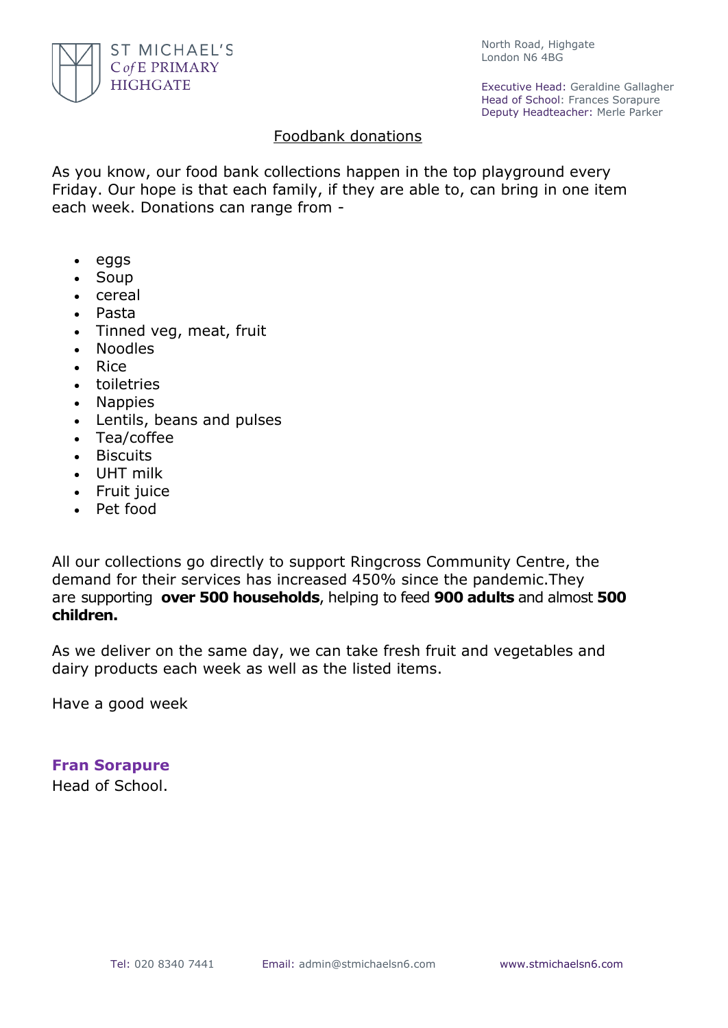ST MICHAEL'S
C of E PRIMARY
HIGHGATE

North Road, Highgate
London N6 4BG

Executive Head: Geraldine Gallagher
Head of School: Frances Sorapure
Deputy Headteacher: Merle Parker

## Foodbank donations

As you know, our food bank collections happen in the top playground every Friday. Our hope is that each family, if they are able to, can bring in one item each week. Donations can range from -

- eggs
- Soup
- cereal
- Pasta
- Tinned veg, meat, fruit
- Noodles
- Rice
- toiletries
- Nappies
- Lentils, beans and pulses
- Tea/coffee
- Biscuits
- UHT milk
- Fruit juice
- Pet food

All our collections go directly to support Ringcross Community Centre, the demand for their services has increased 450% since the pandemic.They are supporting **over 500 households**, helping to feed **900 adults** and almost **500 children.**

As we deliver on the same day, we can take fresh fruit and vegetables and dairy products each week as well as the listed items.

Have a good week

**Fran Sorapure**
Head of School.

Tel: 020 8340 7441 Email: admin@stmichaelsn6.com www.stmichaelsn6.com